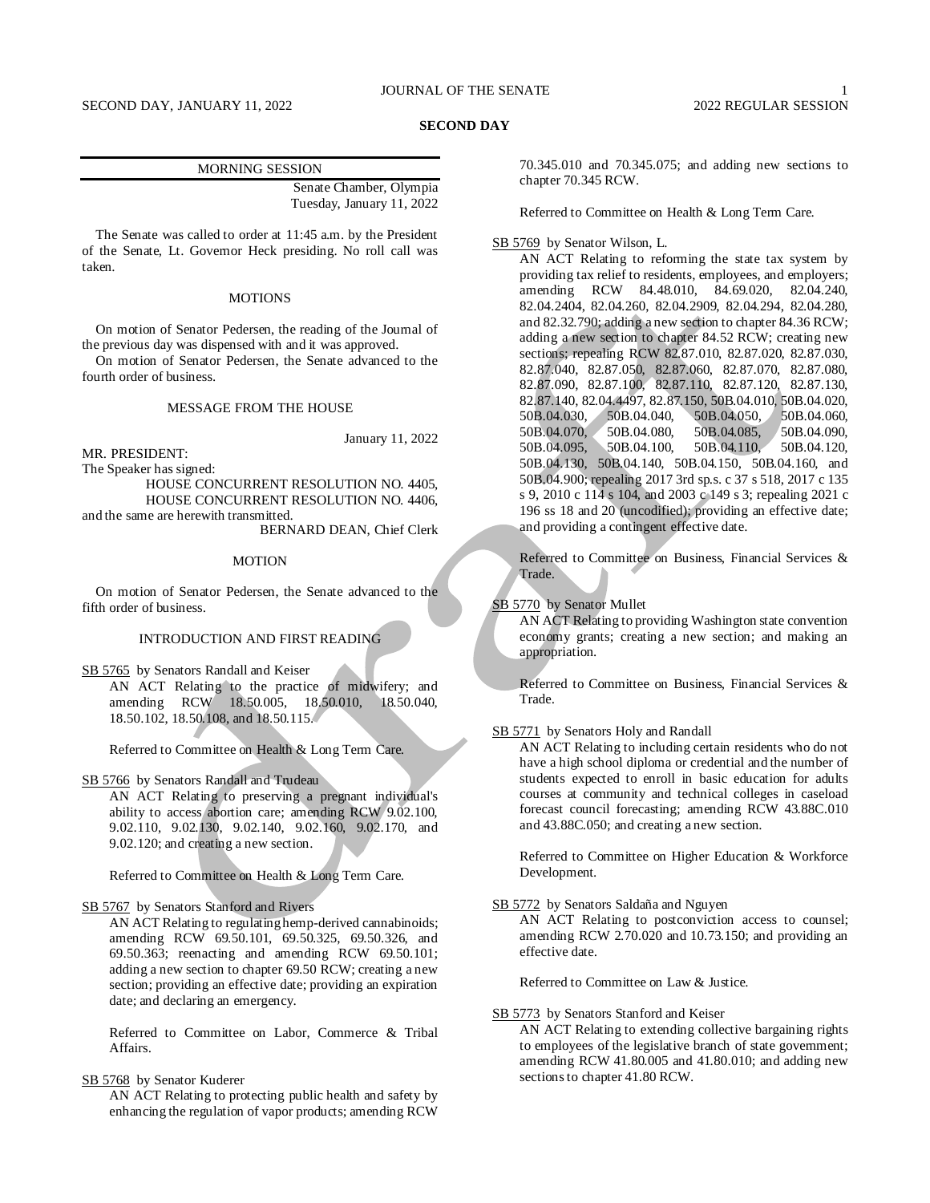## SECOND DAY

### MORNING SESSION

Senate Chamber, Olympia
Tuesday, January 11, 2022

The Senate was called to order at 11:45 a.m. by the President of the Senate, Lt. Governor Heck presiding. No roll call was taken.

#### MOTIONS

On motion of Senator Pedersen, the reading of the Journal of the previous day was dispensed with and it was approved.

On motion of Senator Pedersen, the Senate advanced to the fourth order of business.

#### MESSAGE FROM THE HOUSE

January 11, 2022

MR. PRESIDENT:
The Speaker has signed:

HOUSE CONCURRENT RESOLUTION NO. 4405,
HOUSE CONCURRENT RESOLUTION NO. 4406,

and the same are herewith transmitted.

BERNARD DEAN, Chief Clerk

#### MOTION

On motion of Senator Pedersen, the Senate advanced to the fifth order of business.

#### INTRODUCTION AND FIRST READING

SB 5765 by Senators Randall and Keiser

AN ACT Relating to the practice of midwifery; and amending RCW 18.50.005, 18.50.010, 18.50.040, 18.50.102, 18.50.108, and 18.50.115.

Referred to Committee on Health & Long Term Care.

SB 5766 by Senators Randall and Trudeau

AN ACT Relating to preserving a pregnant individual's ability to access abortion care; amending RCW 9.02.100, 9.02.110, 9.02.130, 9.02.140, 9.02.160, 9.02.170, and 9.02.120; and creating a new section.

Referred to Committee on Health & Long Term Care.

SB 5767 by Senators Stanford and Rivers

AN ACT Relating to regulating hemp-derived cannabinoids; amending RCW 69.50.101, 69.50.325, 69.50.326, and 69.50.363; reenacting and amending RCW 69.50.101; adding a new section to chapter 69.50 RCW; creating a new section; providing an effective date; providing an expiration date; and declaring an emergency.

Referred to Committee on Labor, Commerce & Tribal Affairs.

SB 5768 by Senator Kuderer

AN ACT Relating to protecting public health and safety by enhancing the regulation of vapor products; amending RCW 70.345.010 and 70.345.075; and adding new sections to chapter 70.345 RCW.

Referred to Committee on Health & Long Term Care.

SB 5769 by Senator Wilson, L.

AN ACT Relating to reforming the state tax system by providing tax relief to residents, employees, and employers; amending RCW 84.48.010, 84.69.020, 82.04.240, 82.04.2404, 82.04.260, 82.04.2909, 82.04.294, 82.04.280, and 82.32.790; adding a new section to chapter 84.36 RCW; adding a new section to chapter 84.52 RCW; creating new sections; repealing RCW 82.87.010, 82.87.020, 82.87.030, 82.87.040, 82.87.050, 82.87.060, 82.87.070, 82.87.080, 82.87.090, 82.87.100, 82.87.110, 82.87.120, 82.87.130, 82.87.140, 82.04.4497, 82.87.150, 50B.04.010, 50B.04.020, 50B.04.030, 50B.04.040, 50B.04.050, 50B.04.060, 50B.04.070, 50B.04.080, 50B.04.085, 50B.04.090, 50B.04.095, 50B.04.100, 50B.04.110, 50B.04.120, 50B.04.130, 50B.04.140, 50B.04.150, 50B.04.160, and 50B.04.900; repealing 2017 3rd sp.s. c 37 s 518, 2017 c 135 s 9, 2010 c 114 s 104, and 2003 c 149 s 3; repealing 2021 c 196 ss 18 and 20 (uncodified); providing an effective date; and providing a contingent effective date.

Referred to Committee on Business, Financial Services & Trade.

SB 5770 by Senator Mullet

AN ACT Relating to providing Washington state convention economy grants; creating a new section; and making an appropriation.

Referred to Committee on Business, Financial Services & Trade.

SB 5771 by Senators Holy and Randall

AN ACT Relating to including certain residents who do not have a high school diploma or credential and the number of students expected to enroll in basic education for adults courses at community and technical colleges in caseload forecast council forecasting; amending RCW 43.88C.010 and 43.88C.050; and creating a new section.

Referred to Committee on Higher Education & Workforce Development.

SB 5772 by Senators Saldaña and Nguyen

AN ACT Relating to postconviction access to counsel; amending RCW 2.70.020 and 10.73.150; and providing an effective date.

Referred to Committee on Law & Justice.

SB 5773 by Senators Stanford and Keiser

AN ACT Relating to extending collective bargaining rights to employees of the legislative branch of state government; amending RCW 41.80.005 and 41.80.010; and adding new sections to chapter 41.80 RCW.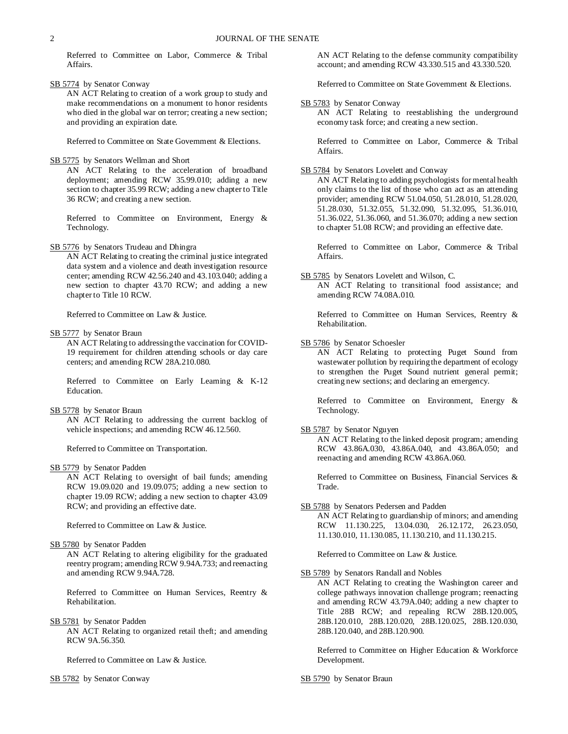Referred to Committee on Labor, Commerce & Tribal Affairs.

SB 5774 by Senator Conway

AN ACT Relating to creation of a work group to study and make recommendations on a monument to honor residents who died in the global war on terror; creating a new section; and providing an expiration date.

Referred to Committee on State Government & Elections.

SB 5775 by Senators Wellman and Short

AN ACT Relating to the acceleration of broadband deployment; amending RCW 35.99.010; adding a new section to chapter 35.99 RCW; adding a new chapter to Title 36 RCW; and creating a new section.

Referred to Committee on Environment, Energy & Technology.

SB 5776 by Senators Trudeau and Dhingra

AN ACT Relating to creating the criminal justice integrated data system and a violence and death investigation resource center; amending RCW 42.56.240 and 43.103.040; adding a new section to chapter 43.70 RCW; and adding a new chapter to Title 10 RCW.

Referred to Committee on Law & Justice.

SB 5777 by Senator Braun

AN ACT Relating to addressing the vaccination for COVID-19 requirement for children attending schools or day care centers; and amending RCW 28A.210.080.

Referred to Committee on Early Learning & K-12 Education.

SB 5778 by Senator Braun

AN ACT Relating to addressing the current backlog of vehicle inspections; and amending RCW 46.12.560.

Referred to Committee on Transportation.

SB 5779 by Senator Padden

AN ACT Relating to oversight of bail funds; amending RCW 19.09.020 and 19.09.075; adding a new section to chapter 19.09 RCW; adding a new section to chapter 43.09 RCW; and providing an effective date.

Referred to Committee on Law & Justice.

SB 5780 by Senator Padden

AN ACT Relating to altering eligibility for the graduated reentry program; amending RCW 9.94A.733; and reenacting and amending RCW 9.94A.728.

Referred to Committee on Human Services, Reentry & Rehabilitation.

SB 5781 by Senator Padden

AN ACT Relating to organized retail theft; and amending RCW 9A.56.350.

Referred to Committee on Law & Justice.

SB 5782 by Senator Conway

AN ACT Relating to the defense community compatibility account; and amending RCW 43.330.515 and 43.330.520.

Referred to Committee on State Government & Elections.

SB 5783 by Senator Conway

AN ACT Relating to reestablishing the underground economy task force; and creating a new section.

Referred to Committee on Labor, Commerce & Tribal Affairs.

SB 5784 by Senators Lovelett and Conway

AN ACT Relating to adding psychologists for mental health only claims to the list of those who can act as an attending provider; amending RCW 51.04.050, 51.28.010, 51.28.020, 51.28.030, 51.32.055, 51.32.090, 51.32.095, 51.36.010, 51.36.022, 51.36.060, and 51.36.070; adding a new section to chapter 51.08 RCW; and providing an effective date.

Referred to Committee on Labor, Commerce & Tribal Affairs.

SB 5785 by Senators Lovelett and Wilson, C.

AN ACT Relating to transitional food assistance; and amending RCW 74.08A.010.

Referred to Committee on Human Services, Reentry & Rehabilitation.

SB 5786 by Senator Schoesler

AN ACT Relating to protecting Puget Sound from wastewater pollution by requiring the department of ecology to strengthen the Puget Sound nutrient general permit; creating new sections; and declaring an emergency.

Referred to Committee on Environment, Energy & Technology.

SB 5787 by Senator Nguyen

AN ACT Relating to the linked deposit program; amending RCW 43.86A.030, 43.86A.040, and 43.86A.050; and reenacting and amending RCW 43.86A.060.

Referred to Committee on Business, Financial Services & Trade.

SB 5788 by Senators Pedersen and Padden

AN ACT Relating to guardianship of minors; and amending RCW 11.130.225, 13.04.030, 26.12.172, 26.23.050, 11.130.010, 11.130.085, 11.130.210, and 11.130.215.

Referred to Committee on Law & Justice.

SB 5789 by Senators Randall and Nobles

AN ACT Relating to creating the Washington career and college pathways innovation challenge program; reenacting and amending RCW 43.79A.040; adding a new chapter to Title 28B RCW; and repealing RCW 28B.120.005, 28B.120.010, 28B.120.020, 28B.120.025, 28B.120.030, 28B.120.040, and 28B.120.900.

Referred to Committee on Higher Education & Workforce Development.

SB 5790 by Senator Braun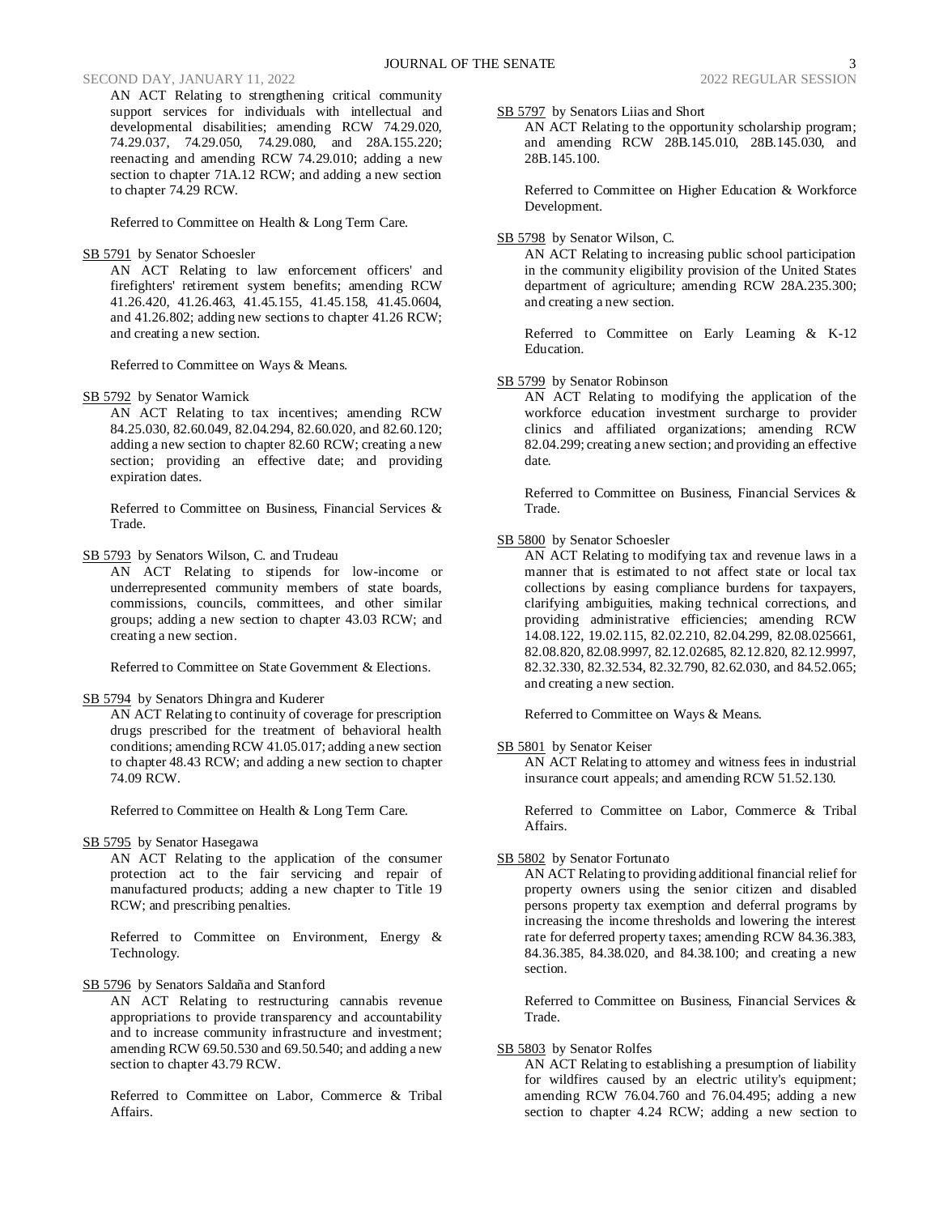AN ACT Relating to strengthening critical community support services for individuals with intellectual and developmental disabilities; amending RCW 74.29.020, 74.29.037, 74.29.050, 74.29.080, and 28A.155.220; reenacting and amending RCW 74.29.010; adding a new section to chapter 71A.12 RCW; and adding a new section to chapter 74.29 RCW.

Referred to Committee on Health & Long Term Care.

SB 5791 by Senator Schoesler

AN ACT Relating to law enforcement officers' and firefighters' retirement system benefits; amending RCW 41.26.420, 41.26.463, 41.45.155, 41.45.158, 41.45.0604, and 41.26.802; adding new sections to chapter 41.26 RCW; and creating a new section.

Referred to Committee on Ways & Means.

SB 5792 by Senator Warnick

AN ACT Relating to tax incentives; amending RCW 84.25.030, 82.60.049, 82.04.294, 82.60.020, and 82.60.120; adding a new section to chapter 82.60 RCW; creating a new section; providing an effective date; and providing expiration dates.

Referred to Committee on Business, Financial Services & Trade.

SB 5793 by Senators Wilson, C. and Trudeau

AN ACT Relating to stipends for low-income or underrepresented community members of state boards, commissions, councils, committees, and other similar groups; adding a new section to chapter 43.03 RCW; and creating a new section.

Referred to Committee on State Government & Elections.

SB 5794 by Senators Dhingra and Kuderer

AN ACT Relating to continuity of coverage for prescription drugs prescribed for the treatment of behavioral health conditions; amending RCW 41.05.017; adding a new section to chapter 48.43 RCW; and adding a new section to chapter 74.09 RCW.

Referred to Committee on Health & Long Term Care.

SB 5795 by Senator Hasegawa

AN ACT Relating to the application of the consumer protection act to the fair servicing and repair of manufactured products; adding a new chapter to Title 19 RCW; and prescribing penalties.

Referred to Committee on Environment, Energy & Technology.

SB 5796 by Senators Saldaña and Stanford

AN ACT Relating to restructuring cannabis revenue appropriations to provide transparency and accountability and to increase community infrastructure and investment; amending RCW 69.50.530 and 69.50.540; and adding a new section to chapter 43.79 RCW.

Referred to Committee on Labor, Commerce & Tribal Affairs.

SB 5797 by Senators Liias and Short

AN ACT Relating to the opportunity scholarship program; and amending RCW 28B.145.010, 28B.145.030, and 28B.145.100.

Referred to Committee on Higher Education & Workforce Development.

SB 5798 by Senator Wilson, C.

AN ACT Relating to increasing public school participation in the community eligibility provision of the United States department of agriculture; amending RCW 28A.235.300; and creating a new section.

Referred to Committee on Early Learning & K-12 Education.

SB 5799 by Senator Robinson

AN ACT Relating to modifying the application of the workforce education investment surcharge to provider clinics and affiliated organizations; amending RCW 82.04.299; creating a new section; and providing an effective date.

Referred to Committee on Business, Financial Services & Trade.

SB 5800 by Senator Schoesler

AN ACT Relating to modifying tax and revenue laws in a manner that is estimated to not affect state or local tax collections by easing compliance burdens for taxpayers, clarifying ambiguities, making technical corrections, and providing administrative efficiencies; amending RCW 14.08.122, 19.02.115, 82.02.210, 82.04.299, 82.08.025661, 82.08.820, 82.08.9997, 82.12.02685, 82.12.820, 82.12.9997, 82.32.330, 82.32.534, 82.32.790, 82.62.030, and 84.52.065; and creating a new section.

Referred to Committee on Ways & Means.

SB 5801 by Senator Keiser

AN ACT Relating to attorney and witness fees in industrial insurance court appeals; and amending RCW 51.52.130.

Referred to Committee on Labor, Commerce & Tribal Affairs.

SB 5802 by Senator Fortunato

AN ACT Relating to providing additional financial relief for property owners using the senior citizen and disabled persons property tax exemption and deferral programs by increasing the income thresholds and lowering the interest rate for deferred property taxes; amending RCW 84.36.383, 84.36.385, 84.38.020, and 84.38.100; and creating a new section.

Referred to Committee on Business, Financial Services & Trade.

SB 5803 by Senator Rolfes

AN ACT Relating to establishing a presumption of liability for wildfires caused by an electric utility's equipment; amending RCW 76.04.760 and 76.04.495; adding a new section to chapter 4.24 RCW; adding a new section to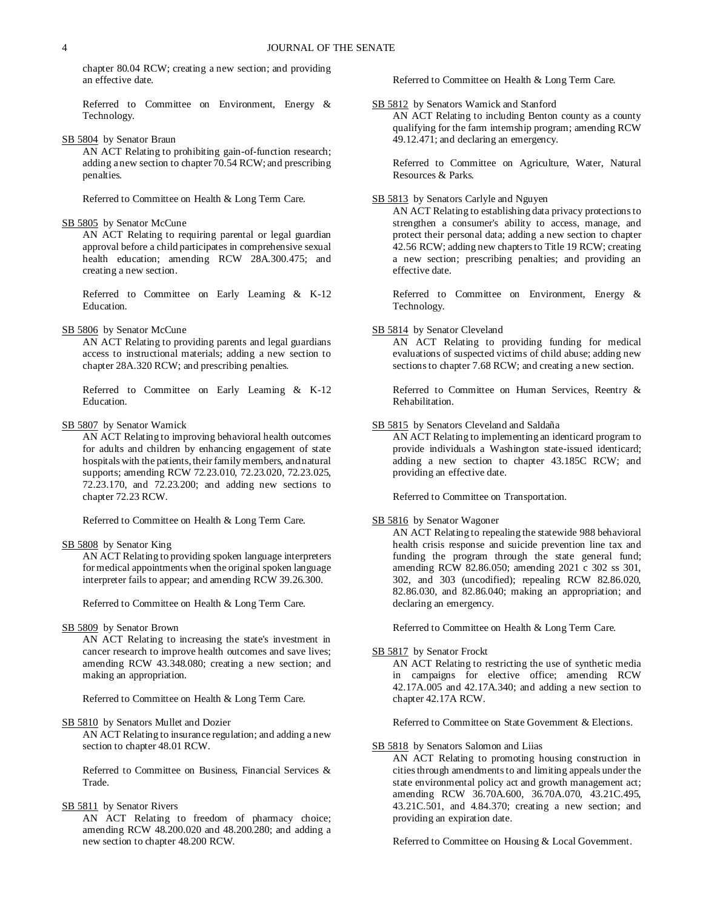chapter 80.04 RCW; creating a new section; and providing an effective date.

Referred to Committee on Environment, Energy & Technology.

SB 5804 by Senator Braun

AN ACT Relating to prohibiting gain-of-function research; adding a new section to chapter 70.54 RCW; and prescribing penalties.

Referred to Committee on Health & Long Term Care.

SB 5805 by Senator McCune

AN ACT Relating to requiring parental or legal guardian approval before a child participates in comprehensive sexual health education; amending RCW 28A.300.475; and creating a new section.

Referred to Committee on Early Learning & K-12 Education.

SB 5806 by Senator McCune

AN ACT Relating to providing parents and legal guardians access to instructional materials; adding a new section to chapter 28A.320 RCW; and prescribing penalties.

Referred to Committee on Early Learning & K-12 Education.

SB 5807 by Senator Warnick

AN ACT Relating to improving behavioral health outcomes for adults and children by enhancing engagement of state hospitals with the patients, their family members, and natural supports; amending RCW 72.23.010, 72.23.020, 72.23.025, 72.23.170, and 72.23.200; and adding new sections to chapter 72.23 RCW.

Referred to Committee on Health & Long Term Care.

SB 5808 by Senator King

AN ACT Relating to providing spoken language interpreters for medical appointments when the original spoken language interpreter fails to appear; and amending RCW 39.26.300.

Referred to Committee on Health & Long Term Care.

SB 5809 by Senator Brown

AN ACT Relating to increasing the state's investment in cancer research to improve health outcomes and save lives; amending RCW 43.348.080; creating a new section; and making an appropriation.

Referred to Committee on Health & Long Term Care.

SB 5810 by Senators Mullet and Dozier

AN ACT Relating to insurance regulation; and adding a new section to chapter 48.01 RCW.

Referred to Committee on Business, Financial Services & Trade.

SB 5811 by Senator Rivers

AN ACT Relating to freedom of pharmacy choice; amending RCW 48.200.020 and 48.200.280; and adding a new section to chapter 48.200 RCW.

Referred to Committee on Health & Long Term Care.

SB 5812 by Senators Warnick and Stanford

AN ACT Relating to including Benton county as a county qualifying for the farm internship program; amending RCW 49.12.471; and declaring an emergency.

Referred to Committee on Agriculture, Water, Natural Resources & Parks.

SB 5813 by Senators Carlyle and Nguyen

AN ACT Relating to establishing data privacy protections to strengthen a consumer's ability to access, manage, and protect their personal data; adding a new section to chapter 42.56 RCW; adding new chapters to Title 19 RCW; creating a new section; prescribing penalties; and providing an effective date.

Referred to Committee on Environment, Energy & Technology.

SB 5814 by Senator Cleveland

AN ACT Relating to providing funding for medical evaluations of suspected victims of child abuse; adding new sections to chapter 7.68 RCW; and creating a new section.

Referred to Committee on Human Services, Reentry & Rehabilitation.

SB 5815 by Senators Cleveland and Saldaña

AN ACT Relating to implementing an identicard program to provide individuals a Washington state-issued identicard; adding a new section to chapter 43.185C RCW; and providing an effective date.

Referred to Committee on Transportation.

SB 5816 by Senator Wagoner

AN ACT Relating to repealing the statewide 988 behavioral health crisis response and suicide prevention line tax and funding the program through the state general fund; amending RCW 82.86.050; amending 2021 c 302 ss 301, 302, and 303 (uncodified); repealing RCW 82.86.020, 82.86.030, and 82.86.040; making an appropriation; and declaring an emergency.

Referred to Committee on Health & Long Term Care.

SB 5817 by Senator Frockt

AN ACT Relating to restricting the use of synthetic media in campaigns for elective office; amending RCW 42.17A.005 and 42.17A.340; and adding a new section to chapter 42.17A RCW.

Referred to Committee on State Government & Elections.

SB 5818 by Senators Salomon and Liias

AN ACT Relating to promoting housing construction in cities through amendments to and limiting appeals under the state environmental policy act and growth management act; amending RCW 36.70A.600, 36.70A.070, 43.21C.495, 43.21C.501, and 4.84.370; creating a new section; and providing an expiration date.

Referred to Committee on Housing & Local Government.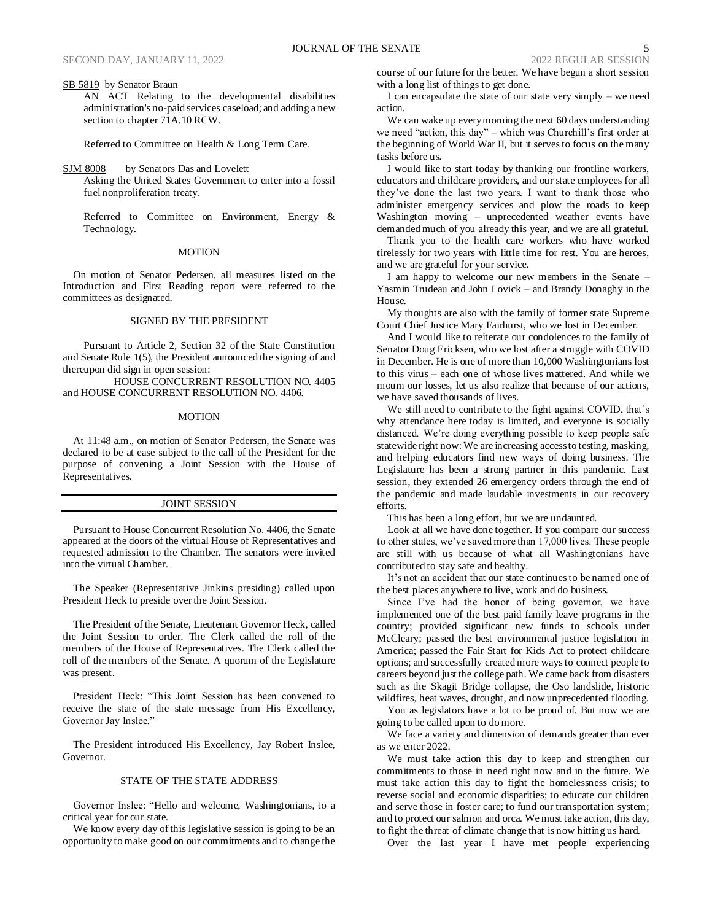SB 5819 by Senator Braun

AN ACT Relating to the developmental disabilities administration's no-paid services caseload; and adding a new section to chapter 71A.10 RCW.

Referred to Committee on Health & Long Term Care.

SJM 8008 by Senators Das and Lovelett

Asking the United States Government to enter into a fossil fuel nonproliferation treaty.

Referred to Committee on Environment, Energy & Technology.

MOTION

On motion of Senator Pedersen, all measures listed on the Introduction and First Reading report were referred to the committees as designated.

SIGNED BY THE PRESIDENT

Pursuant to Article 2, Section 32 of the State Constitution and Senate Rule 1(5), the President announced the signing of and thereupon did sign in open session:

HOUSE CONCURRENT RESOLUTION NO. 4405 and HOUSE CONCURRENT RESOLUTION NO. 4406.

MOTION

At 11:48 a.m., on motion of Senator Pedersen, the Senate was declared to be at ease subject to the call of the President for the purpose of convening a Joint Session with the House of Representatives.

## JOINT SESSION

Pursuant to House Concurrent Resolution No. 4406, the Senate appeared at the doors of the virtual House of Representatives and requested admission to the Chamber. The senators were invited into the virtual Chamber.

The Speaker (Representative Jinkins presiding) called upon President Heck to preside over the Joint Session.

The President of the Senate, Lieutenant Governor Heck, called the Joint Session to order. The Clerk called the roll of the members of the House of Representatives. The Clerk called the roll of the members of the Senate. A quorum of the Legislature was present.

President Heck: "This Joint Session has been convened to receive the state of the state message from His Excellency, Governor Jay Inslee."

The President introduced His Excellency, Jay Robert Inslee, Governor.

STATE OF THE STATE ADDRESS

Governor Inslee: "Hello and welcome, Washingtonians, to a critical year for our state.

We know every day of this legislative session is going to be an opportunity to make good on our commitments and to change the course of our future for the better. We have begun a short session with a long list of things to get done.

I can encapsulate the state of our state very simply – we need action.

We can wake up every morning the next 60 days understanding we need "action, this day" – which was Churchill's first order at the beginning of World War II, but it serves to focus on the many tasks before us.

I would like to start today by thanking our frontline workers, educators and childcare providers, and our state employees for all they've done the last two years. I want to thank those who administer emergency services and plow the roads to keep Washington moving – unprecedented weather events have demanded much of you already this year, and we are all grateful.

Thank you to the health care workers who have worked tirelessly for two years with little time for rest. You are heroes, and we are grateful for your service.

I am happy to welcome our new members in the Senate – Yasmin Trudeau and John Lovick – and Brandy Donaghy in the House.

My thoughts are also with the family of former state Supreme Court Chief Justice Mary Fairhurst, who we lost in December.

And I would like to reiterate our condolences to the family of Senator Doug Ericksen, who we lost after a struggle with COVID in December. He is one of more than 10,000 Washingtonians lost to this virus – each one of whose lives mattered. And while we mourn our losses, let us also realize that because of our actions, we have saved thousands of lives.

We still need to contribute to the fight against COVID, that's why attendance here today is limited, and everyone is socially distanced. We're doing everything possible to keep people safe statewide right now: We are increasing access to testing, masking, and helping educators find new ways of doing business. The Legislature has been a strong partner in this pandemic. Last session, they extended 26 emergency orders through the end of the pandemic and made laudable investments in our recovery efforts.

This has been a long effort, but we are undaunted.

Look at all we have done together. If you compare our success to other states, we've saved more than 17,000 lives. These people are still with us because of what all Washingtonians have contributed to stay safe and healthy.

It's not an accident that our state continues to be named one of the best places anywhere to live, work and do business.

Since I've had the honor of being governor, we have implemented one of the best paid family leave programs in the country; provided significant new funds to educate our children under McCleary; passed the best environmental justice legislation in America; passed the Fair Start for Kids Act to protect childcare options; and successfully created more ways to connect people to careers beyond just the college path. We came back from disasters such as the Skagit Bridge collapse, the Oso landslide, historic wildfires, heat waves, drought, and now unprecedented flooding.

You as legislators have a lot to be proud of. But now we are going to be called upon to do more.

We face a variety and dimension of demands greater than ever as we enter 2022.

We must take action this day to keep and strengthen our commitments to those in need right now and in the future. We must take action this day to fight the homelessness crisis; to reverse social and economic disparities; to educate our children and serve those in foster care; to fund our transportation system; and to protect our salmon and orca. We must take action, this day, to fight the threat of climate change that is now hitting us hard.

Over the last year I have met people experiencing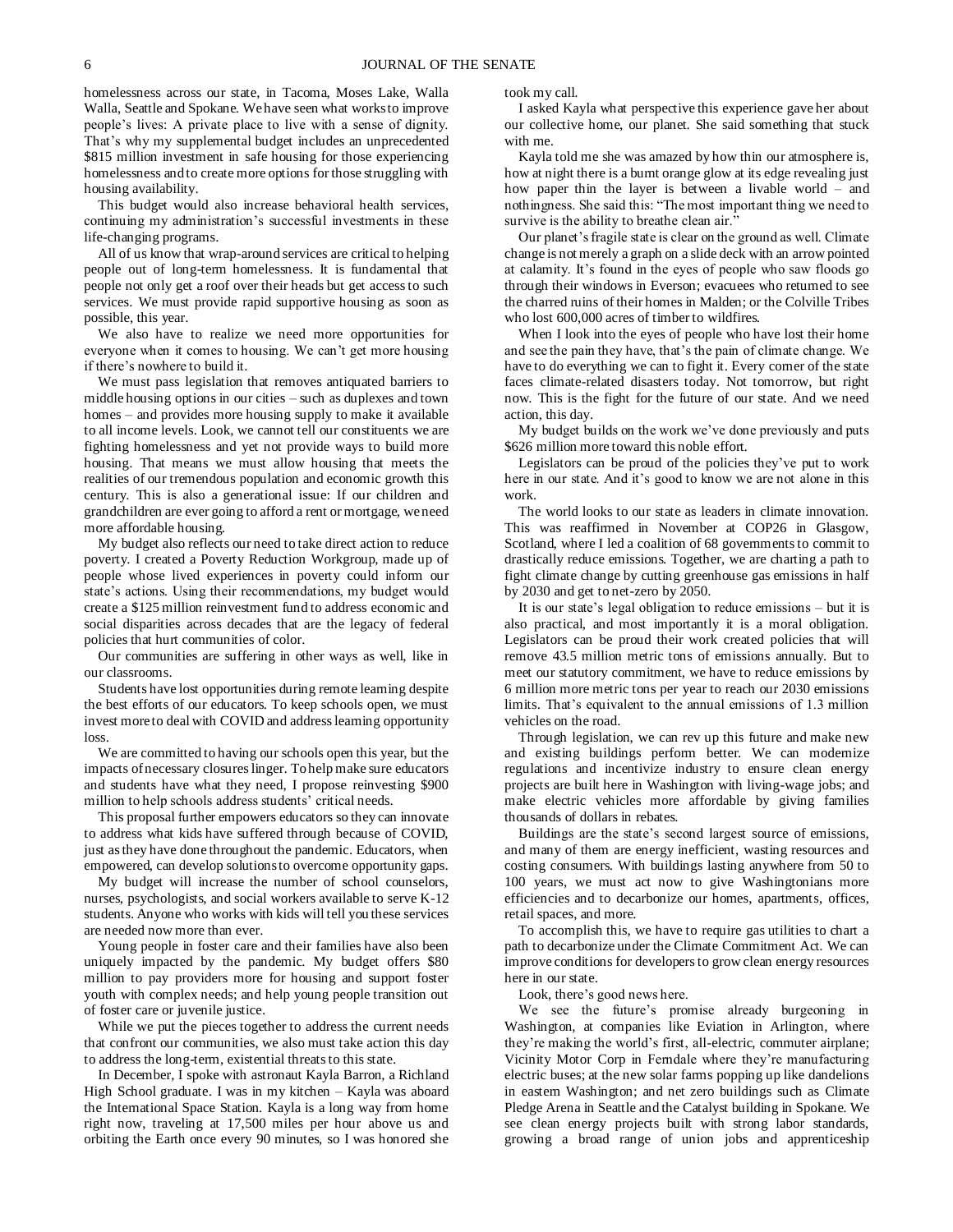homelessness across our state, in Tacoma, Moses Lake, Walla Walla, Seattle and Spokane. We have seen what works to improve people's lives: A private place to live with a sense of dignity. That's why my supplemental budget includes an unprecedented $815 million investment in safe housing for those experiencing homelessness and to create more options for those struggling with housing availability.

This budget would also increase behavioral health services, continuing my administration's successful investments in these life-changing programs.

All of us know that wrap-around services are critical to helping people out of long-term homelessness. It is fundamental that people not only get a roof over their heads but get access to such services. We must provide rapid supportive housing as soon as possible, this year.

We also have to realize we need more opportunities for everyone when it comes to housing. We can't get more housing if there's nowhere to build it.

We must pass legislation that removes antiquated barriers to middle housing options in our cities – such as duplexes and town homes – and provides more housing supply to make it available to all income levels. Look, we cannot tell our constituents we are fighting homelessness and yet not provide ways to build more housing. That means we must allow housing that meets the realities of our tremendous population and economic growth this century. This is also a generational issue: If our children and grandchildren are ever going to afford a rent or mortgage, we need more affordable housing.

My budget also reflects our need to take direct action to reduce poverty. I created a Poverty Reduction Workgroup, made up of people whose lived experiences in poverty could inform our state's actions. Using their recommendations, my budget would create a $125 million reinvestment fund to address economic and social disparities across decades that are the legacy of federal policies that hurt communities of color.

Our communities are suffering in other ways as well, like in our classrooms.

Students have lost opportunities during remote learning despite the best efforts of our educators. To keep schools open, we must invest more to deal with COVID and address learning opportunity loss.

We are committed to having our schools open this year, but the impacts of necessary closures linger. To help make sure educators and students have what they need, I propose reinvesting $900 million to help schools address students' critical needs.

This proposal further empowers educators so they can innovate to address what kids have suffered through because of COVID, just as they have done throughout the pandemic. Educators, when empowered, can develop solutions to overcome opportunity gaps.

My budget will increase the number of school counselors, nurses, psychologists, and social workers available to serve K-12 students. Anyone who works with kids will tell you these services are needed now more than ever.

Young people in foster care and their families have also been uniquely impacted by the pandemic. My budget offers $80 million to pay providers more for housing and support foster youth with complex needs; and help young people transition out of foster care or juvenile justice.

While we put the pieces together to address the current needs that confront our communities, we also must take action this day to address the long-term, existential threats to this state.

In December, I spoke with astronaut Kayla Barron, a Richland High School graduate. I was in my kitchen – Kayla was aboard the International Space Station. Kayla is a long way from home right now, traveling at 17,500 miles per hour above us and orbiting the Earth once every 90 minutes, so I was honored she took my call.

I asked Kayla what perspective this experience gave her about our collective home, our planet. She said something that stuck with me.

Kayla told me she was amazed by how thin our atmosphere is, how at night there is a burnt orange glow at its edge revealing just how paper thin the layer is between a livable world – and nothingness. She said this: "The most important thing we need to survive is the ability to breathe clean air."

Our planet's fragile state is clear on the ground as well. Climate change is not merely a graph on a slide deck with an arrow pointed at calamity. It's found in the eyes of people who saw floods go through their windows in Everson; evacuees who returned to see the charred ruins of their homes in Malden; or the Colville Tribes who lost 600,000 acres of timber to wildfires.

When I look into the eyes of people who have lost their home and see the pain they have, that's the pain of climate change. We have to do everything we can to fight it. Every corner of the state faces climate-related disasters today. Not tomorrow, but right now. This is the fight for the future of our state. And we need action, this day.

My budget builds on the work we've done previously and puts $626 million more toward this noble effort.

Legislators can be proud of the policies they've put to work here in our state. And it's good to know we are not alone in this work.

The world looks to our state as leaders in climate innovation. This was reaffirmed in November at COP26 in Glasgow, Scotland, where I led a coalition of 68 governments to commit to drastically reduce emissions. Together, we are charting a path to fight climate change by cutting greenhouse gas emissions in half by 2030 and get to net-zero by 2050.

It is our state's legal obligation to reduce emissions – but it is also practical, and most importantly it is a moral obligation. Legislators can be proud their work created policies that will remove 43.5 million metric tons of emissions annually. But to meet our statutory commitment, we have to reduce emissions by 6 million more metric tons per year to reach our 2030 emissions limits. That's equivalent to the annual emissions of 1.3 million vehicles on the road.

Through legislation, we can rev up this future and make new and existing buildings perform better. We can modernize regulations and incentivize industry to ensure clean energy projects are built here in Washington with living-wage jobs; and make electric vehicles more affordable by giving families thousands of dollars in rebates.

Buildings are the state's second largest source of emissions, and many of them are energy inefficient, wasting resources and costing consumers. With buildings lasting anywhere from 50 to 100 years, we must act now to give Washingtonians more efficiencies and to decarbonize our homes, apartments, offices, retail spaces, and more.

To accomplish this, we have to require gas utilities to chart a path to decarbonize under the Climate Commitment Act. We can improve conditions for developers to grow clean energy resources here in our state.

Look, there's good news here.

We see the future's promise already burgeoning in Washington, at companies like Eviation in Arlington, where they're making the world's first, all-electric, commuter airplane; Vicinity Motor Corp in Ferndale where they're manufacturing electric buses; at the new solar farms popping up like dandelions in eastern Washington; and net zero buildings such as Climate Pledge Arena in Seattle and the Catalyst building in Spokane. We see clean energy projects built with strong labor standards, growing a broad range of union jobs and apprenticeship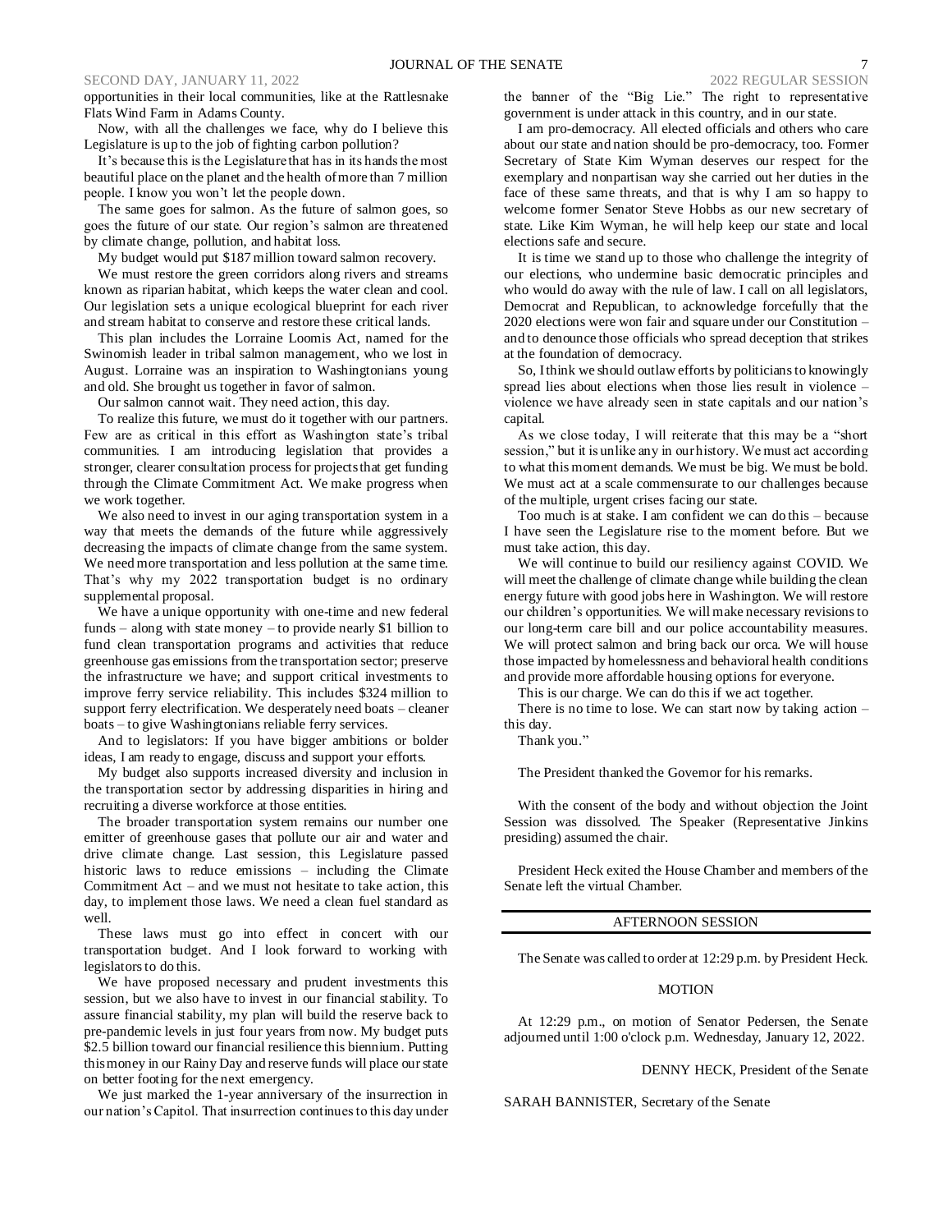opportunities in their local communities, like at the Rattlesnake Flats Wind Farm in Adams County.

Now, with all the challenges we face, why do I believe this Legislature is up to the job of fighting carbon pollution?

It's because this is the Legislature that has in its hands the most beautiful place on the planet and the health of more than 7 million people. I know you won't let the people down.

The same goes for salmon. As the future of salmon goes, so goes the future of our state. Our region's salmon are threatened by climate change, pollution, and habitat loss.

My budget would put $187 million toward salmon recovery.

We must restore the green corridors along rivers and streams known as riparian habitat, which keeps the water clean and cool. Our legislation sets a unique ecological blueprint for each river and stream habitat to conserve and restore these critical lands.

This plan includes the Lorraine Loomis Act, named for the Swinomish leader in tribal salmon management, who we lost in August. Lorraine was an inspiration to Washingtonians young and old. She brought us together in favor of salmon.

Our salmon cannot wait. They need action, this day.

To realize this future, we must do it together with our partners. Few are as critical in this effort as Washington state's tribal communities. I am introducing legislation that provides a stronger, clearer consultation process for projects that get funding through the Climate Commitment Act. We make progress when we work together.

We also need to invest in our aging transportation system in a way that meets the demands of the future while aggressively decreasing the impacts of climate change from the same system. We need more transportation and less pollution at the same time. That's why my 2022 transportation budget is no ordinary supplemental proposal.

We have a unique opportunity with one-time and new federal funds – along with state money – to provide nearly $1 billion to fund clean transportation programs and activities that reduce greenhouse gas emissions from the transportation sector; preserve the infrastructure we have; and support critical investments to improve ferry service reliability. This includes $324 million to support ferry electrification. We desperately need boats – cleaner boats – to give Washingtonians reliable ferry services.

And to legislators: If you have bigger ambitions or bolder ideas, I am ready to engage, discuss and support your efforts.

My budget also supports increased diversity and inclusion in the transportation sector by addressing disparities in hiring and recruiting a diverse workforce at those entities.

The broader transportation system remains our number one emitter of greenhouse gases that pollute our air and water and drive climate change. Last session, this Legislature passed historic laws to reduce emissions – including the Climate Commitment Act – and we must not hesitate to take action, this day, to implement those laws. We need a clean fuel standard as well.

These laws must go into effect in concert with our transportation budget. And I look forward to working with legislators to do this.

We have proposed necessary and prudent investments this session, but we also have to invest in our financial stability. To assure financial stability, my plan will build the reserve back to pre-pandemic levels in just four years from now. My budget puts $2.5 billion toward our financial resilience this biennium. Putting this money in our Rainy Day and reserve funds will place our state on better footing for the next emergency.

We just marked the 1-year anniversary of the insurrection in our nation's Capitol. That insurrection continues to this day under the banner of the "Big Lie." The right to representative government is under attack in this country, and in our state.

I am pro-democracy. All elected officials and others who care about our state and nation should be pro-democracy, too. Former Secretary of State Kim Wyman deserves our respect for the exemplary and nonpartisan way she carried out her duties in the face of these same threats, and that is why I am so happy to welcome former Senator Steve Hobbs as our new secretary of state. Like Kim Wyman, he will help keep our state and local elections safe and secure.

It is time we stand up to those who challenge the integrity of our elections, who undermine basic democratic principles and who would do away with the rule of law. I call on all legislators, Democrat and Republican, to acknowledge forcefully that the 2020 elections were won fair and square under our Constitution – and to denounce those officials who spread deception that strikes at the foundation of democracy.

So, I think we should outlaw efforts by politicians to knowingly spread lies about elections when those lies result in violence – violence we have already seen in state capitals and our nation's capital.

As we close today, I will reiterate that this may be a "short session," but it is unlike any in our history. We must act according to what this moment demands. We must be big. We must be bold. We must act at a scale commensurate to our challenges because of the multiple, urgent crises facing our state.

Too much is at stake. I am confident we can do this – because I have seen the Legislature rise to the moment before. But we must take action, this day.

We will continue to build our resiliency against COVID. We will meet the challenge of climate change while building the clean energy future with good jobs here in Washington. We will restore our children's opportunities. We will make necessary revisions to our long-term care bill and our police accountability measures. We will protect salmon and bring back our orca. We will house those impacted by homelessness and behavioral health conditions and provide more affordable housing options for everyone.

This is our charge. We can do this if we act together.

There is no time to lose. We can start now by taking action – this day.

Thank you."

The President thanked the Governor for his remarks.

With the consent of the body and without objection the Joint Session was dissolved. The Speaker (Representative Jinkins presiding) assumed the chair.

President Heck exited the House Chamber and members of the Senate left the virtual Chamber.

## AFTERNOON SESSION

The Senate was called to order at 12:29 p.m. by President Heck.

### MOTION

At 12:29 p.m., on motion of Senator Pedersen, the Senate adjourned until 1:00 o'clock p.m. Wednesday, January 12, 2022.

DENNY HECK, President of the Senate

SARAH BANNISTER, Secretary of the Senate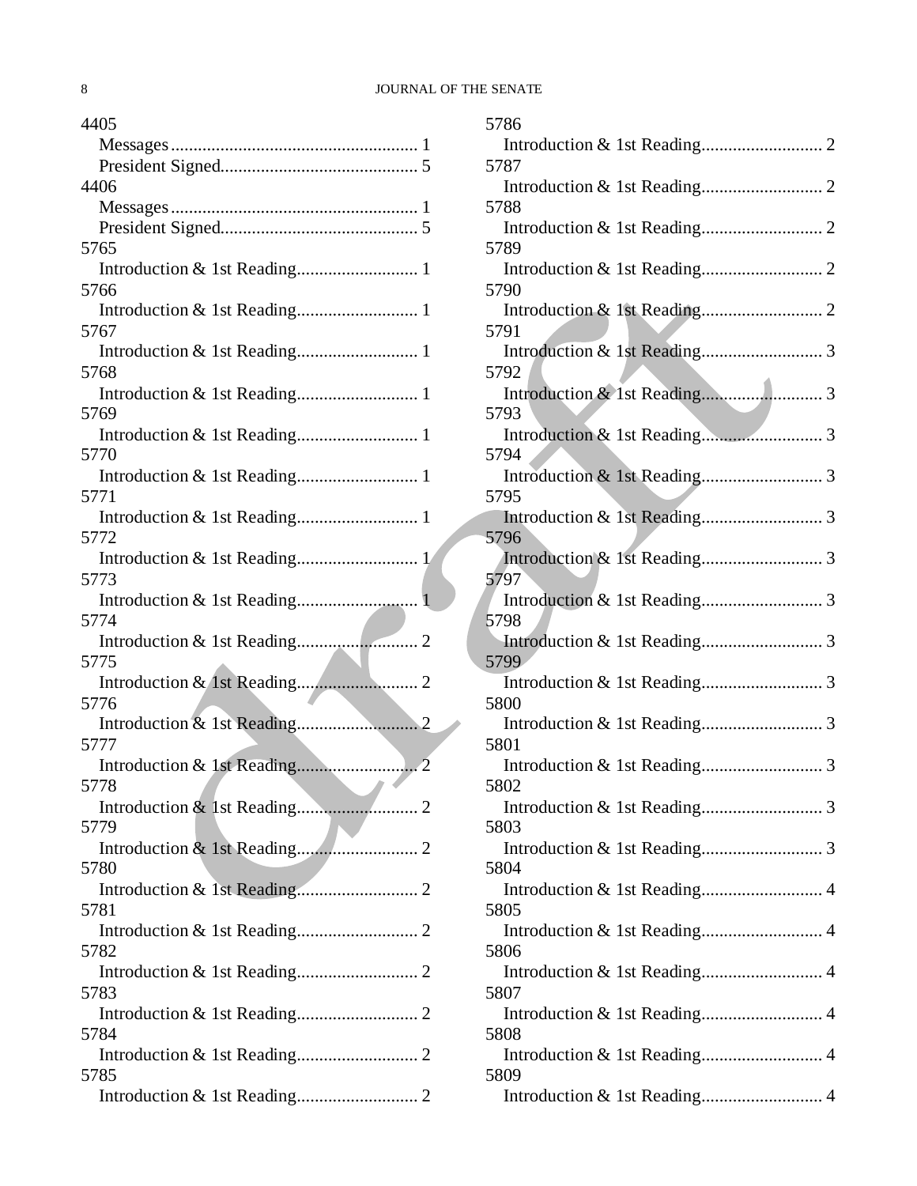4405
- Messages........................................................ 1
- President Signed............................................ 5

4406
- Messages........................................................ 1
- President Signed............................................ 5

5765
- Introduction & 1st Reading........................... 1

5766
- Introduction & 1st Reading........................... 1

5767
- Introduction & 1st Reading........................... 1

5768
- Introduction & 1st Reading........................... 1

5769
- Introduction & 1st Reading........................... 1

5770
- Introduction & 1st Reading........................... 1

5771
- Introduction & 1st Reading........................... 1

5772
- Introduction & 1st Reading........................... 1

5773
- Introduction & 1st Reading........................... 1

5774
- Introduction & 1st Reading........................... 2

5775
- Introduction & 1st Reading........................... 2

5776
- Introduction & 1st Reading........................... 2

5777
- Introduction & 1st Reading........................... 2

5778
- Introduction & 1st Reading........................... 2

5779
- Introduction & 1st Reading........................... 2

5780
- Introduction & 1st Reading........................... 2

5781
- Introduction & 1st Reading........................... 2

5782
- Introduction & 1st Reading........................... 2

5783
- Introduction & 1st Reading........................... 2

5784
- Introduction & 1st Reading........................... 2

5785
- Introduction & 1st Reading........................... 2

5786
- Introduction & 1st Reading........................... 2

5787
- Introduction & 1st Reading........................... 2

5788
- Introduction & 1st Reading........................... 2

5789
- Introduction & 1st Reading........................... 2

5790
- Introduction & 1st Reading........................... 2

5791
- Introduction & 1st Reading........................... 3

5792
- Introduction & 1st Reading........................... 3

5793
- Introduction & 1st Reading........................... 3

5794
- Introduction & 1st Reading........................... 3

5795
- Introduction & 1st Reading........................... 3

5796
- Introduction & 1st Reading........................... 3

5797
- Introduction & 1st Reading........................... 3

5798
- Introduction & 1st Reading........................... 3

5799
- Introduction & 1st Reading........................... 3

5800
- Introduction & 1st Reading........................... 3

5801
- Introduction & 1st Reading........................... 3

5802
- Introduction & 1st Reading........................... 3

5803
- Introduction & 1st Reading........................... 3

5804
- Introduction & 1st Reading........................... 4

5805
- Introduction & 1st Reading........................... 4

5806
- Introduction & 1st Reading........................... 4

5807
- Introduction & 1st Reading........................... 4

5808
- Introduction & 1st Reading........................... 4

5809
- Introduction & 1st Reading........................... 4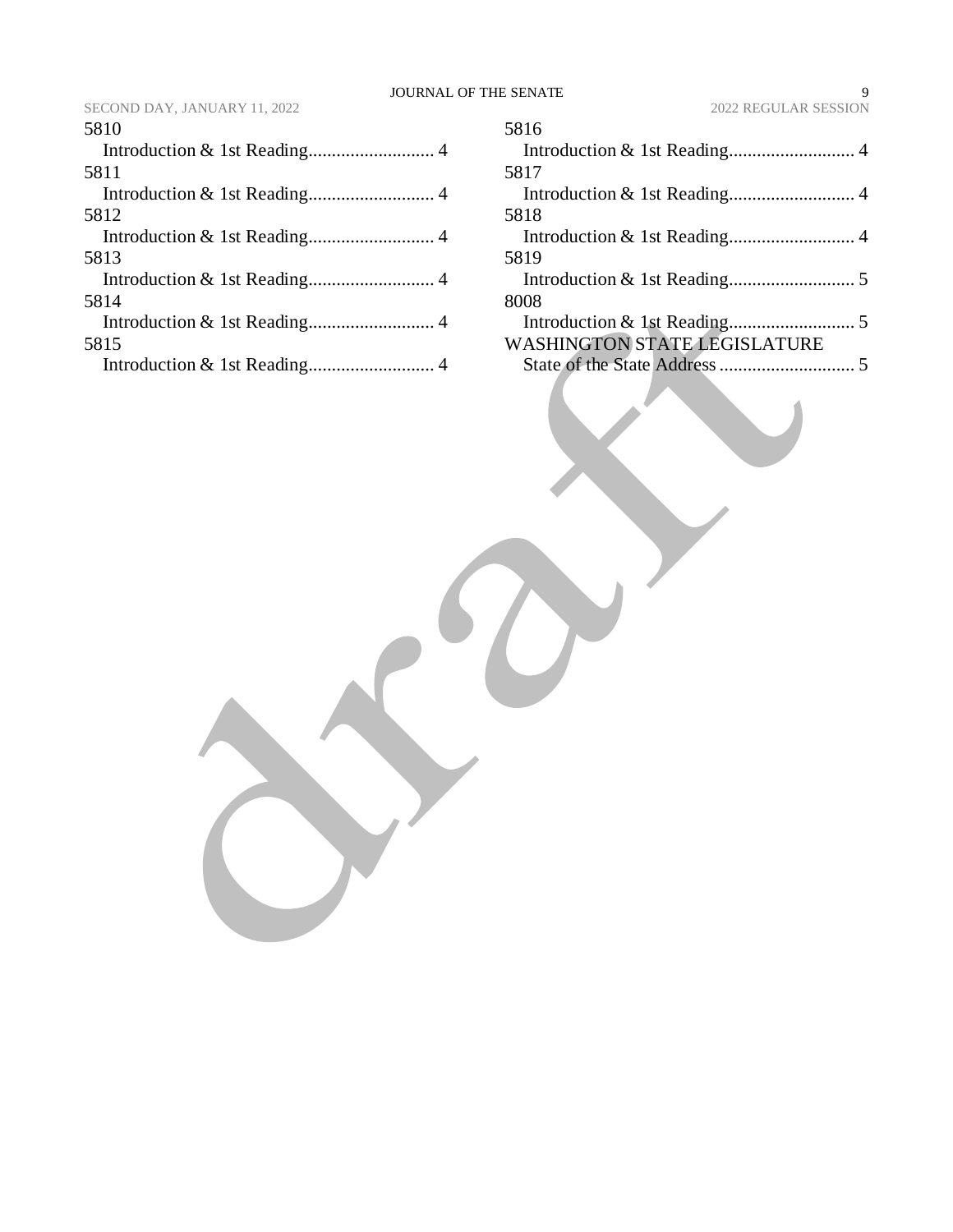5810
Introduction & 1st Reading........................... 4
5811
Introduction & 1st Reading........................... 4
5812
Introduction & 1st Reading........................... 4
5813
Introduction & 1st Reading........................... 4
5814
Introduction & 1st Reading........................... 4
5815
Introduction & 1st Reading........................... 4
5816
Introduction & 1st Reading........................... 4
5817
Introduction & 1st Reading........................... 4
5818
Introduction & 1st Reading........................... 4
5819
Introduction & 1st Reading........................... 5
8008
Introduction & 1st Reading........................... 5
WASHINGTON STATE LEGISLATURE
State of the State Address ............................. 5